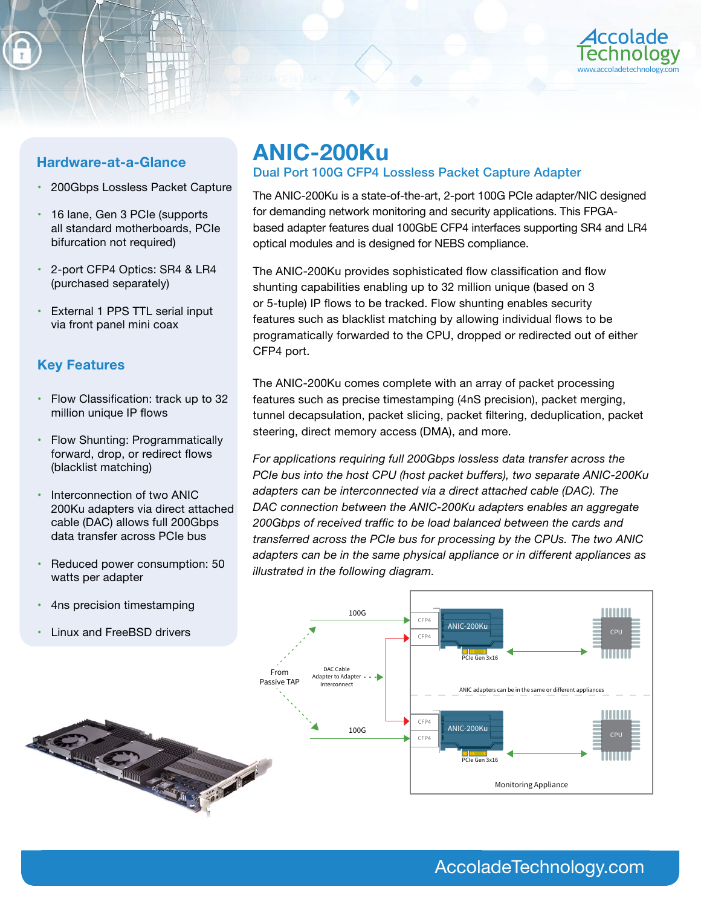# ANIC-200Ku

## Dual Port 100G CFP4 Lossless Packet Capture Adapter

The ANIC-200Ku is a state-of-the-art, 2-port 100G PCIe adapter/NIC designed for demanding network monitoring and security applications. This FPGA-based adapter features dual 100GbE CFP4 interfaces supporting SR4 and LR4 optical modules and is designed for NEBS compliance.

The ANIC-200Ku provides sophisticated flow classification and flow shunting capabilities enabling up to 32 million unique (based on 3 or 5-tuple) IP flows to be tracked. Flow shunting enables security features such as blacklist matching by allowing individual flows to be programatically forwarded to the CPU, dropped or redirected out of either CFP4 port.

The ANIC-200Ku comes complete with an array of packet processing features such as precise timestamping (4nS precision), packet merging, tunnel decapsulation, packet slicing, packet filtering, deduplication, packet steering, direct memory access (DMA), and more.

*For applications requiring full 200Gbps lossless data transfer across the PCIe bus into the host CPU (host packet buffers), two separate ANIC-200Ku adapters can be interconnected via a direct attached cable (DAC). The DAC connection between the ANIC-200Ku adapters enables an aggregate 200Gbps of received traffic to be load balanced between the cards and transferred across the PCIe bus for processing by the CPUs. The two ANIC adapters can be in the same physical appliance or in different appliances as illustrated in the following diagram.*

From Passive TAP — 100G — CFP4 / CFP4 — ANIC-200Ku — PCIe Gen 3x16 — CPU

DAC Cable Adapter to Adapter Interconnect

ANIC adapters can be in the same or different appliances

From Passive TAP — 100G — CFP4 / CFP4 — ANIC-200Ku — PCIe Gen 3x16 — CPU

Monitoring Appliance

### Hardware-at-a-Glance

- 200Gbps Lossless Packet Capture
- 16 lane, Gen 3 PCIe (supports all standard motherboards, PCIe bifurcation not required)
- 2-port CFP4 Optics: SR4 & LR4 (purchased separately)
- External 1 PPS TTL serial input via front panel mini coax

### Key Features

- Flow Classification: track up to 32 million unique IP flows
- Flow Shunting: Programmatically forward, drop, or redirect flows (blacklist matching)
- Interconnection of two ANIC 200Ku adapters via direct attached cable (DAC) allows full 200Gbps data transfer across PCIe bus
- Reduced power consumption: 50 watts per adapter
- 4ns precision timestamping
- Linux and FreeBSD drivers

AccoladeTechnology.com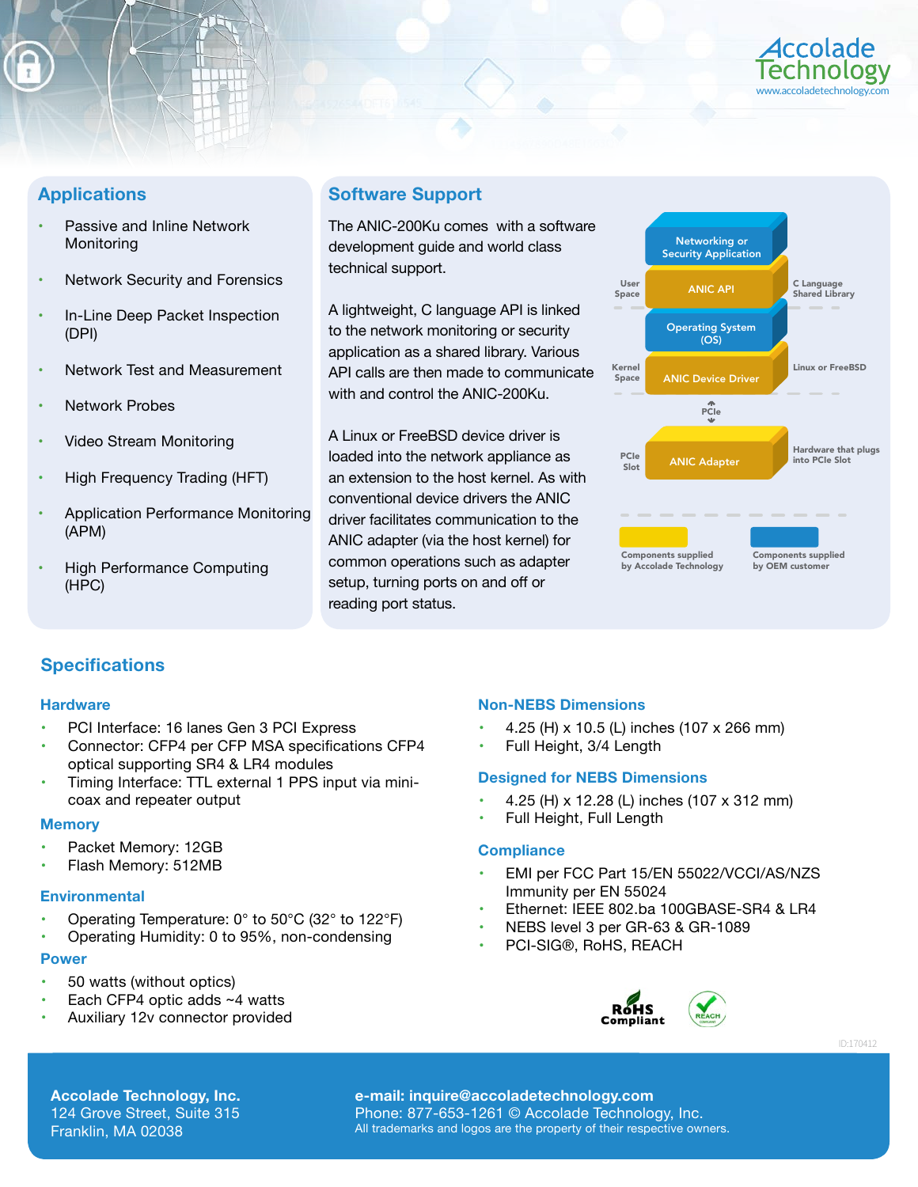## Applications

- Passive and Inline Network Monitoring
- Network Security and Forensics
- In-Line Deep Packet Inspection (DPI)
- Network Test and Measurement
- Network Probes
- Video Stream Monitoring
- High Frequency Trading (HFT)
- Application Performance Monitoring (APM)
- High Performance Computing (HPC)

## Software Support

The ANIC-200Ku comes with a software development guide and world class technical support.

A lightweight, C language API is linked to the network monitoring or security application as a shared library. Various API calls are then made to communicate with and control the ANIC-200Ku.

A Linux or FreeBSD device driver is loaded into the network appliance as an extension to the host kernel. As with conventional device drivers the ANIC driver facilitates communication to the ANIC adapter (via the host kernel) for common operations such as adapter setup, turning ports on and off or reading port status.

User Space
Networking or Security Application
ANIC API
C Language Shared Library
Kernel Space
Operating System (OS)
ANIC Device Driver
Linux or FreeBSD
PCIe
PCIe Slot
ANIC Adapter
Hardware that plugs into PCIe Slot
Components supplied by Accolade Technology
Components supplied by OEM customer

## Specifications

### Hardware

- PCI Interface: 16 lanes Gen 3 PCI Express
- Connector: CFP4 per CFP MSA specifications CFP4 optical supporting SR4 & LR4 modules
- Timing Interface: TTL external 1 PPS input via mini-coax and repeater output

### Memory

- Packet Memory: 12GB
- Flash Memory: 512MB

### Environmental

- Operating Temperature: 0° to 50°C (32° to 122°F)
- Operating Humidity: 0 to 95%, non-condensing

### Power

- 50 watts (without optics)
- Each CFP4 optic adds ~4 watts
- Auxiliary 12v connector provided

### Non-NEBS Dimensions

- 4.25 (H) x 10.5 (L) inches (107 x 266 mm)
- Full Height, 3/4 Length

### Designed for NEBS Dimensions

- 4.25 (H) x 12.28 (L) inches (107 x 312 mm)
- Full Height, Full Length

### Compliance

- EMI per FCC Part 15/EN 55022/VCCI/AS/NZS Immunity per EN 55024
- Ethernet: IEEE 802.ba 100GBASE-SR4 & LR4
- NEBS level 3 per GR-63 & GR-1089
- PCI-SIG®, RoHS, REACH

RoHS Compliant

REACH

ID:170412

**Accolade Technology, Inc.**
124 Grove Street, Suite 315
Franklin, MA 02038

**e-mail: inquire@accoladetechnology.com**
Phone: 877-653-1261 © Accolade Technology, Inc.
All trademarks and logos are the property of their respective owners.